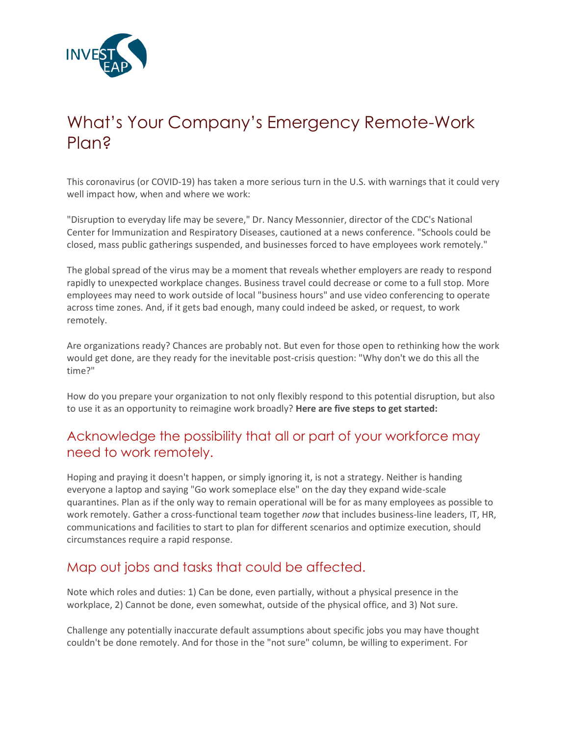# What's Your Company's Emergency Remote-Work Plan?

This coronavirus (or COVID-19) has taken a more serious turn in the U.S. with warnings that it could very well impact how, when and where we work:

"Disruption to everyday life may be severe," Dr. Nancy Messonnier, director of the CDC's National Center for Immunization and Respiratory Diseases, cautioned at a news conference. "Schools could be closed, mass public gatherings suspended, and businesses forced to have employees work remotely."

The global spread of the virus may be a moment that reveals whether employers are ready to respond rapidly to unexpected workplace changes. Business travel could decrease or come to a full stop. More employees may need to work outside of local "business hours" and use video conferencing to operate across time zones. And, if it gets bad enough, many could indeed be asked, or request, to work remotely.

Are organizations ready? Chances are probably not. But even for those open to rethinking how the work would get done, are they ready for the inevitable post-crisis question: "Why don't we do this all the time?"

How do you prepare your organization to not only flexibly respond to this potential disruption, but also to use it as an opportunity to reimagine work broadly? **Here are five steps to get started:**

## Acknowledge the possibility that all or part of your workforce may need to work remotely.

Hoping and praying it doesn't happen, or simply ignoring it, is not a strategy. Neither is handing everyone a laptop and saying "Go work someplace else" on the day they expand wide-scale quarantines. Plan as if the only way to remain operational will be for as many employees as possible to work remotely. Gather a cross-functional team together *now* that includes business-line leaders, IT, HR, communications and facilities to start to plan for different scenarios and optimize execution, should circumstances require a rapid response.

## Map out jobs and tasks that could be affected.

Note which roles and duties: 1) Can be done, even partially, without a physical presence in the workplace, 2) Cannot be done, even somewhat, outside of the physical office, and 3) Not sure.

Challenge any potentially inaccurate default assumptions about specific jobs you may have thought couldn't be done remotely. And for those in the "not sure" column, be willing to experiment. For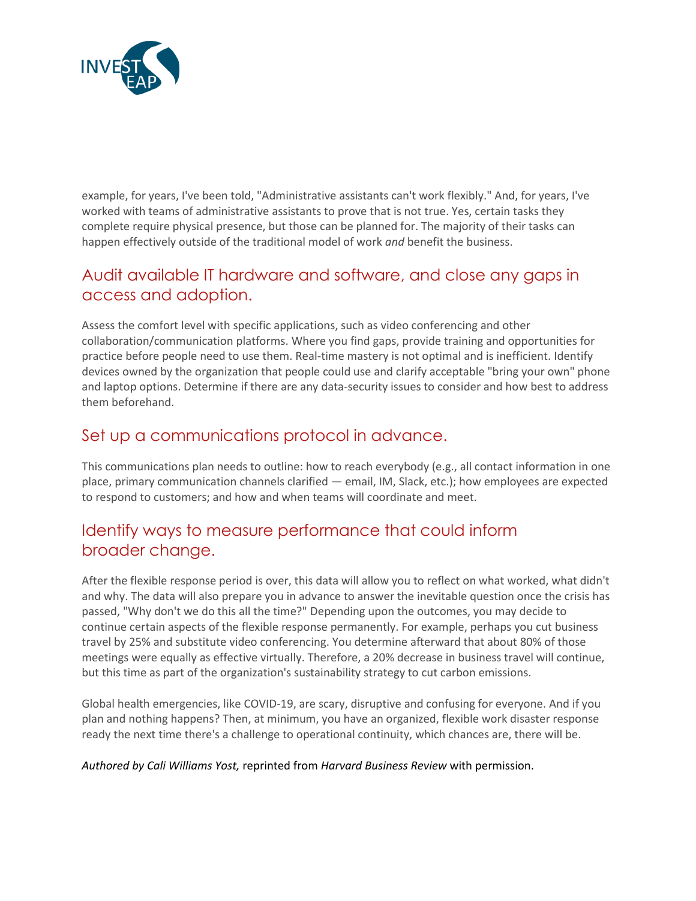example, for years, I've been told, "Administrative assistants can't work flexibly." And, for years, I've worked with teams of administrative assistants to prove that is not true. Yes, certain tasks they complete require physical presence, but those can be planned for. The majority of their tasks can happen effectively outside of the traditional model of work *and* benefit the business.

## Audit available IT hardware and software, and close any gaps in access and adoption.

Assess the comfort level with specific applications, such as video conferencing and other collaboration/communication platforms. Where you find gaps, provide training and opportunities for practice before people need to use them. Real-time mastery is not optimal and is inefficient. Identify devices owned by the organization that people could use and clarify acceptable "bring your own" phone and laptop options. Determine if there are any data-security issues to consider and how best to address them beforehand.

## Set up a communications protocol in advance.

This communications plan needs to outline: how to reach everybody (e.g., all contact information in one place, primary communication channels clarified — email, IM, Slack, etc.); how employees are expected to respond to customers; and how and when teams will coordinate and meet.

## Identify ways to measure performance that could inform broader change.

After the flexible response period is over, this data will allow you to reflect on what worked, what didn't and why. The data will also prepare you in advance to answer the inevitable question once the crisis has passed, "Why don't we do this all the time?" Depending upon the outcomes, you may decide to continue certain aspects of the flexible response permanently. For example, perhaps you cut business travel by 25% and substitute video conferencing. You determine afterward that about 80% of those meetings were equally as effective virtually. Therefore, a 20% decrease in business travel will continue, but this time as part of the organization's sustainability strategy to cut carbon emissions.

Global health emergencies, like COVID-19, are scary, disruptive and confusing for everyone. And if you plan and nothing happens? Then, at minimum, you have an organized, flexible work disaster response ready the next time there's a challenge to operational continuity, which chances are, there will be.

*Authored by Cali Williams Yost,* reprinted from *Harvard Business Review* with permission.